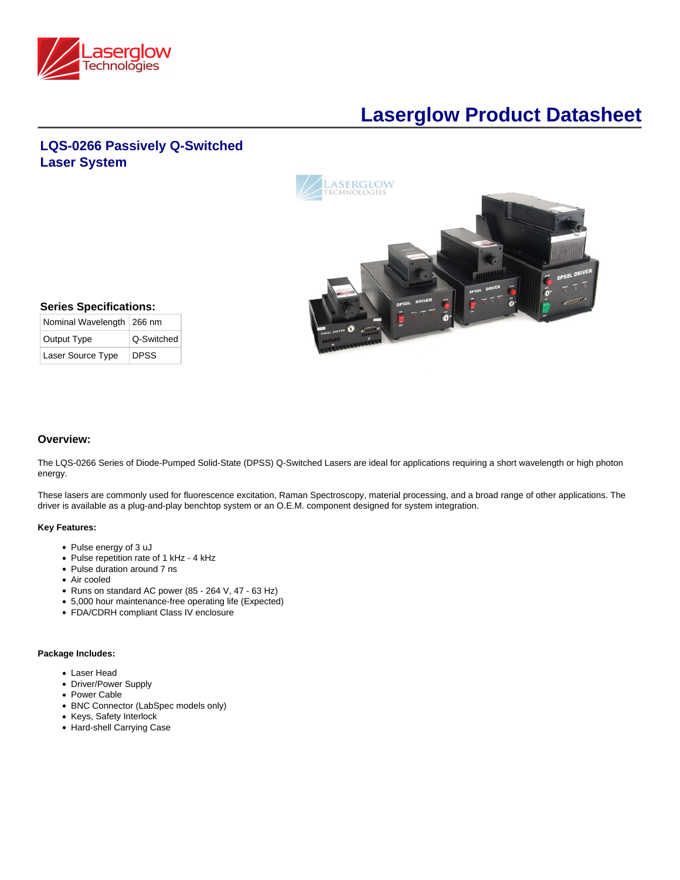# Laserglow Product Datasheet

## LQS-0266 Passively Q-Switched Laser System

### Series Specifications:

| | |
|---|---|
| Nominal Wavelength | 266 nm |
| Output Type | Q-Switched |
| Laser Source Type | DPSS |

### Overview:

The LQS-0266 Series of Diode-Pumped Solid-State (DPSS) Q-Switched Lasers are ideal for applications requiring a short wavelength or high photon energy.

These lasers are commonly used for fluorescence excitation, Raman Spectroscopy, material processing, and a broad range of other applications. The driver is available as a plug-and-play benchtop system or an O.E.M. component designed for system integration.

**Key Features:**

- Pulse energy of 3 uJ
- Pulse repetition rate of 1 kHz - 4 kHz
- Pulse duration around 7 ns
- Air cooled
- Runs on standard AC power (85 - 264 V, 47 - 63 Hz)
- 5,000 hour maintenance-free operating life (Expected)
- FDA/CDRH compliant Class IV enclosure

**Package Includes:**

- Laser Head
- Driver/Power Supply
- Power Cable
- BNC Connector (LabSpec models only)
- Keys, Safety Interlock
- Hard-shell Carrying Case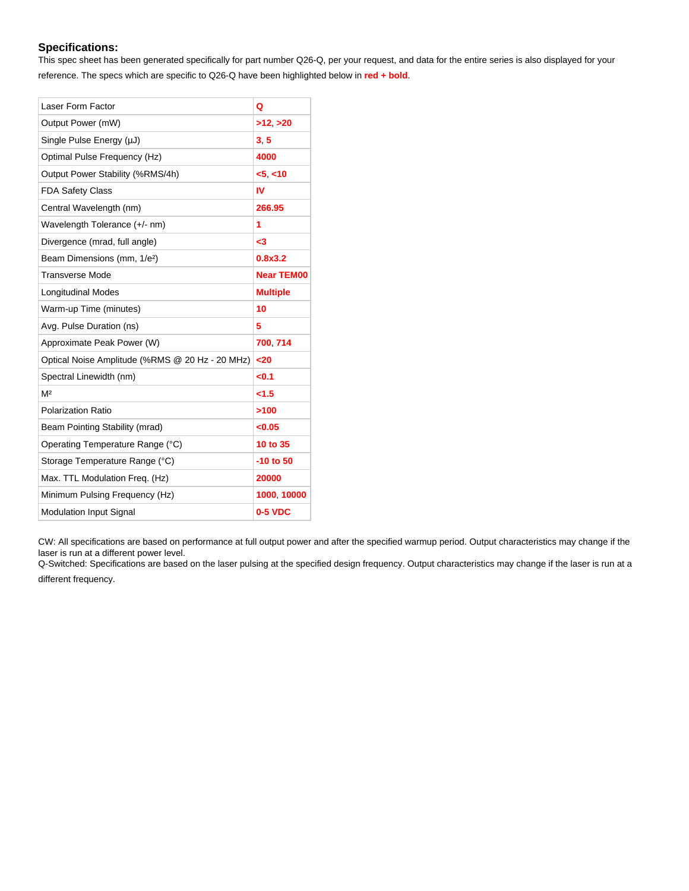## Specifications:

This spec sheet has been generated specifically for part number Q26-Q, per your request, and data for the entire series is also displayed for your reference. The specs which are specific to Q26-Q have been highlighted below in **red + bold**.

| | |
|---|---|
| Laser Form Factor | **Q** |
| Output Power (mW) | **>12**, **>20** |
| Single Pulse Energy (µJ) | **3**, **5** |
| Optimal Pulse Frequency (Hz) | **4000** |
| Output Power Stability (%RMS/4h) | **<5**, **<10** |
| FDA Safety Class | **IV** |
| Central Wavelength (nm) | **266.95** |
| Wavelength Tolerance (+/- nm) | **1** |
| Divergence (mrad, full angle) | **<3** |
| Beam Dimensions (mm, $1/e^2$) | **0.8x3.2** |
| Transverse Mode | **Near TEM00** |
| Longitudinal Modes | **Multiple** |
| Warm-up Time (minutes) | **10** |
| Avg. Pulse Duration (ns) | **5** |
| Approximate Peak Power (W) | **700**, **714** |
| Optical Noise Amplitude (%RMS @ 20 Hz - 20 MHz) | **<20** |
| Spectral Linewidth (nm) | **<0.1** |
| $M^2$ | **<1.5** |
| Polarization Ratio | **>100** |
| Beam Pointing Stability (mrad) | **<0.05** |
| Operating Temperature Range (°C) | **10 to 35** |
| Storage Temperature Range (°C) | **-10 to 50** |
| Max. TTL Modulation Freq. (Hz) | **20000** |
| Minimum Pulsing Frequency (Hz) | **1000**, **10000** |
| Modulation Input Signal | **0-5 VDC** |

CW: All specifications are based on performance at full output power and after the specified warmup period. Output characteristics may change if the laser is run at a different power level.
Q-Switched: Specifications are based on the laser pulsing at the specified design frequency. Output characteristics may change if the laser is run at a different frequency.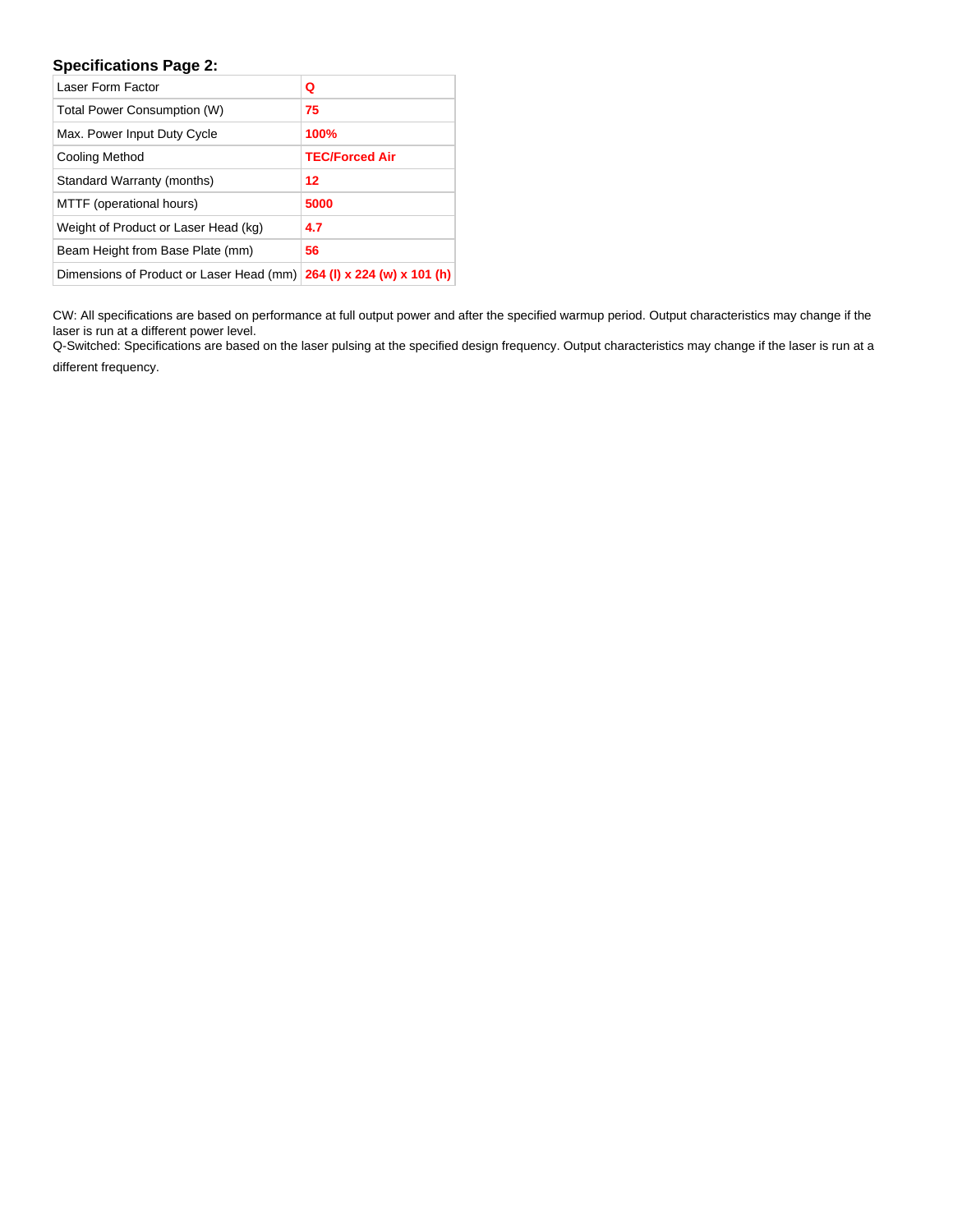### Specifications Page 2:

| Laser Form Factor | **Q** |
| --- | --- |
| Total Power Consumption (W) | **75** |
| Max. Power Input Duty Cycle | **100%** |
| Cooling Method | **TEC/Forced Air** |
| Standard Warranty (months) | **12** |
| MTTF (operational hours) | **5000** |
| Weight of Product or Laser Head (kg) | **4.7** |
| Beam Height from Base Plate (mm) | **56** |
| Dimensions of Product or Laser Head (mm) | **264 (l) x 224 (w) x 101 (h)** |

CW: All specifications are based on performance at full output power and after the specified warmup period. Output characteristics may change if the laser is run at a different power level.
Q-Switched: Specifications are based on the laser pulsing at the specified design frequency. Output characteristics may change if the laser is run at a different frequency.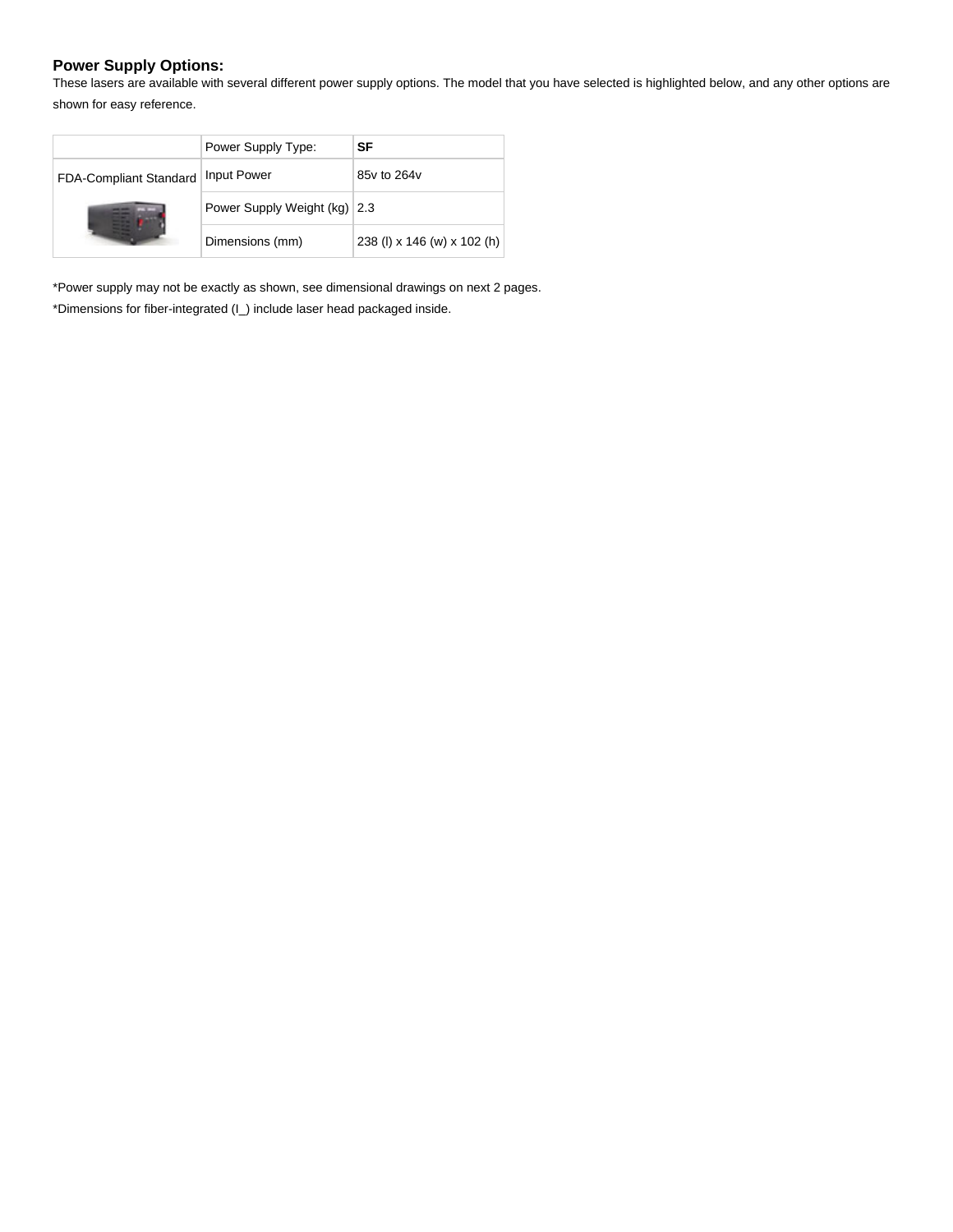## Power Supply Options:

These lasers are available with several different power supply options. The model that you have selected is highlighted below, and any other options are shown for easy reference.

| | Power Supply Type: | **SF** |
|---|---|---|
| FDA-Compliant Standard | Input Power | 85v to 264v |
| | Power Supply Weight (kg) | 2.3 |
| | Dimensions (mm) | 238 (l) x 146 (w) x 102 (h) |

*Power supply may not be exactly as shown, see dimensional drawings on next 2 pages.

*Dimensions for fiber-integrated (I_) include laser head packaged inside.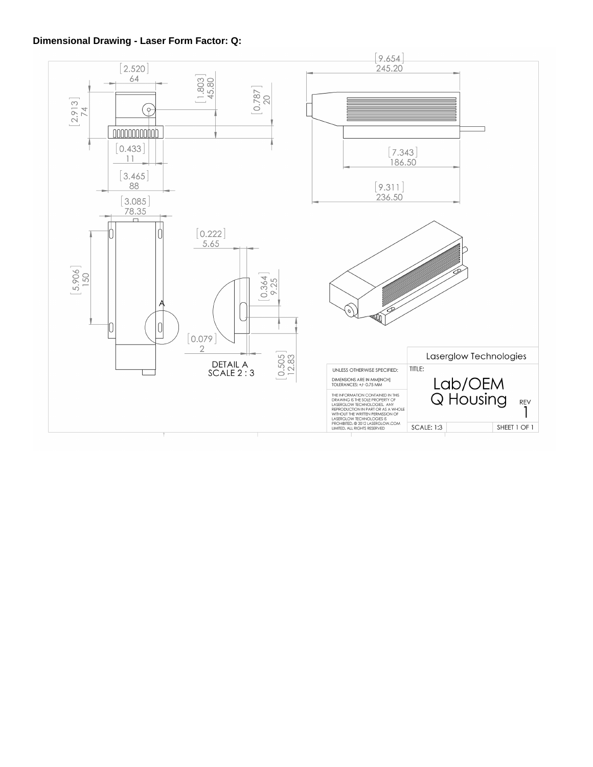**Dimensional Drawing - Laser Form Factor: Q:**

[2.520]
64

[2.913]
74

[1.803]
45.80

[0.787]
20

[0.433]
11

[3.465]
88

[3.085]
78.35

[9.654]
245.20

[7.343]
186.50

[9.311]
236.50

[5.906]
150

A

[0.222]
5.65

[0.364]
9.25

[0.079]
2

[0.505]
12.83

DETAIL A
SCALE 2 : 3

UNLESS OTHERWISE SPECIFIED:

DIMENSIONS ARE IN MM[INCH]
TOLERANCES: +/- 0.75 MM

THE INFORMATION CONTAINED IN THIS DRAWING IS THE SOLE PROPERTY OF LASERGLOW TECHNOLOGIES. ANY REPRODUCTION IN PART OR AS A WHOLE WITHOUT THE WRITTEN PERMISSION OF LASERGLOW TECHNOLOGIES IS PROHIBITED. © 2012 LASERGLOW.COM LIMITED. ALL RIGHTS RESERVED

Laserglow Technologies

TITLE:

Lab/OEM
Q Housing

REV
1

SCALE: 1:3

SHEET 1 OF 1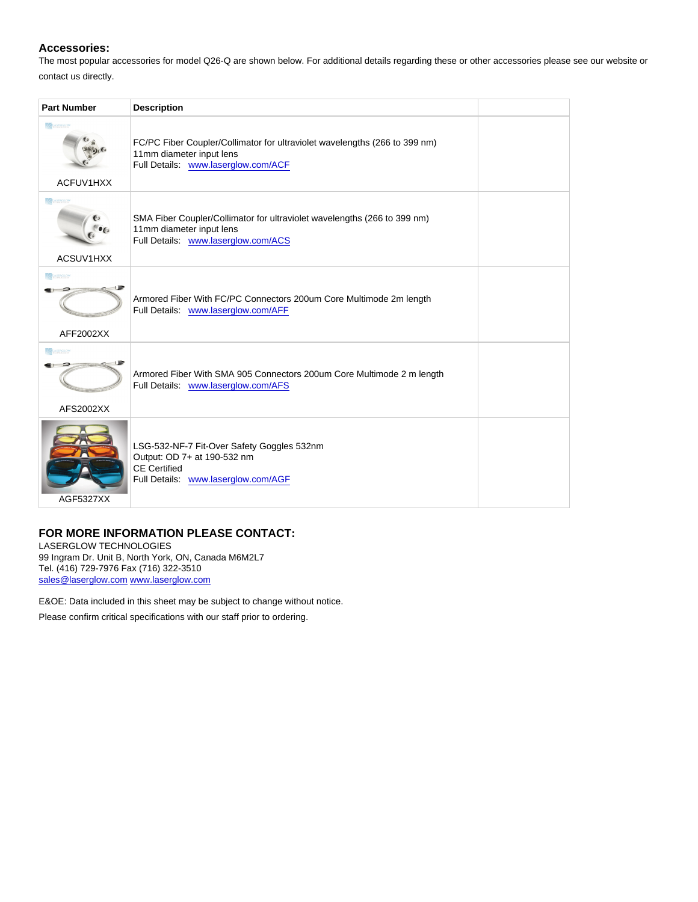## Accessories:

The most popular accessories for model Q26-Q are shown below. For additional details regarding these or other accessories please see our website or contact us directly.

| Part Number | Description | |
|---|---|---|
| ACFUV1HXX | FC/PC Fiber Coupler/Collimator for ultraviolet wavelengths (266 to 399 nm)<br>11mm diameter input lens<br>Full Details: www.laserglow.com/ACF | |
| ACSUV1HXX | SMA Fiber Coupler/Collimator for ultraviolet wavelengths (266 to 399 nm)<br>11mm diameter input lens<br>Full Details: www.laserglow.com/ACS | |
| AFF2002XX | Armored Fiber With FC/PC Connectors 200um Core Multimode 2m length<br>Full Details: www.laserglow.com/AFF | |
| AFS2002XX | Armored Fiber With SMA 905 Connectors 200um Core Multimode 2 m length<br>Full Details: www.laserglow.com/AFS | |
| AGF5327XX | LSG-532-NF-7 Fit-Over Safety Goggles 532nm<br>Output: OD 7+ at 190-532 nm<br>CE Certified<br>Full Details: www.laserglow.com/AGF | |

## FOR MORE INFORMATION PLEASE CONTACT:

LASERGLOW TECHNOLOGIES
99 Ingram Dr. Unit B, North York, ON, Canada M6M2L7
Tel. (416) 729-7976 Fax (716) 322-3510
sales@laserglow.com www.laserglow.com

E&OE: Data included in this sheet may be subject to change without notice.

Please confirm critical specifications with our staff prior to ordering.